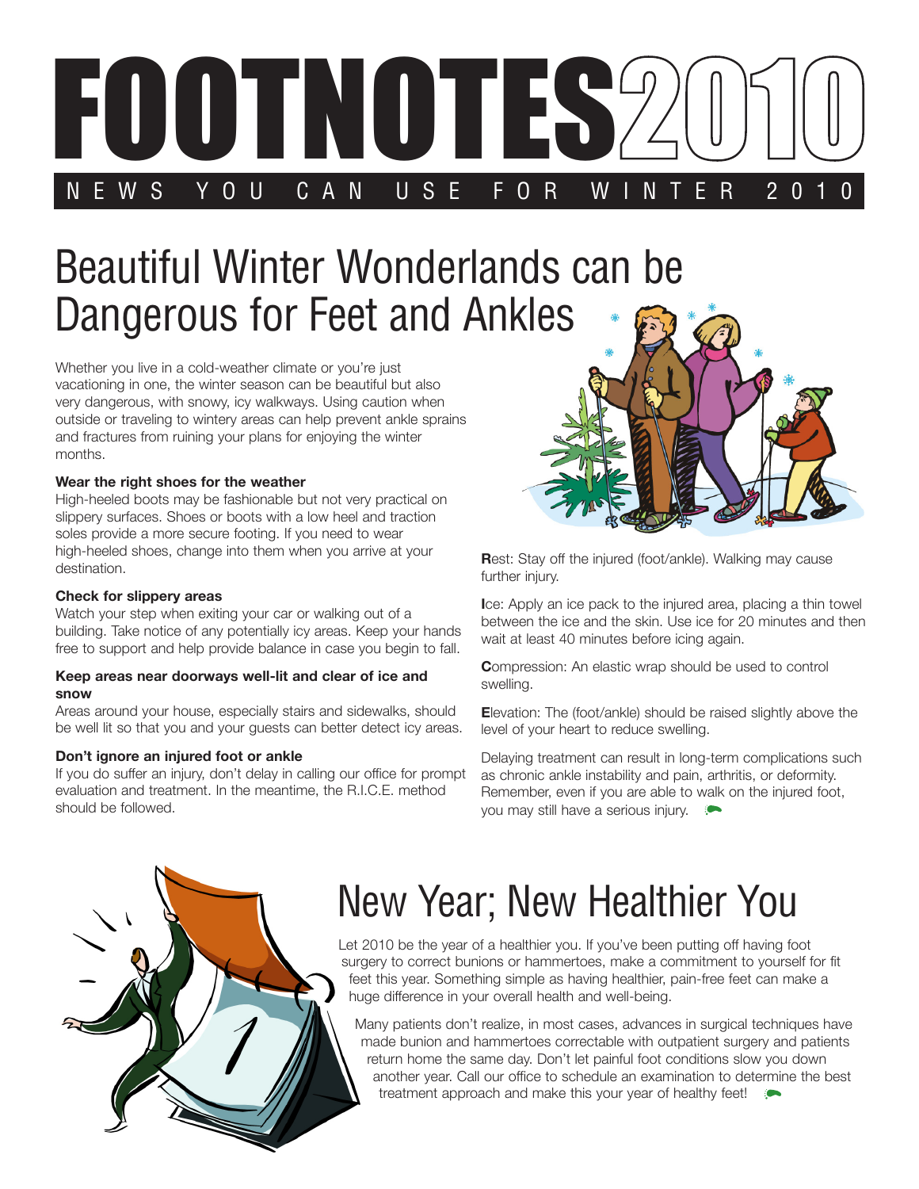# FOOTNOTES2010

NEWS YOU CAN USE FOR WINTER 2010

## Beautiful Winter Wonderlands can be Dangerous for Feet and Ankles

Whether you live in a cold-weather climate or you're just vacationing in one, the winter season can be beautiful but also very dangerous, with snowy, icy walkways. Using caution when outside or traveling to wintery areas can help prevent ankle sprains and fractures from ruining your plans for enjoying the winter months.

**Wear the right shoes for the weather**

High-heeled boots may be fashionable but not very practical on slippery surfaces. Shoes or boots with a low heel and traction soles provide a more secure footing. If you need to wear high-heeled shoes, change into them when you arrive at your destination.

**Check for slippery areas**

Watch your step when exiting your car or walking out of a building. Take notice of any potentially icy areas. Keep your hands free to support and help provide balance in case you begin to fall.

**Keep areas near doorways well-lit and clear of ice and snow**

Areas around your house, especially stairs and sidewalks, should be well lit so that you and your guests can better detect icy areas.

**Don't ignore an injured foot or ankle**

If you do suffer an injury, don't delay in calling our office for prompt evaluation and treatment. In the meantime, the R.I.C.E. method should be followed.

**R**est: Stay off the injured (foot/ankle). Walking may cause further injury.

**I**ce: Apply an ice pack to the injured area, placing a thin towel between the ice and the skin. Use ice for 20 minutes and then wait at least 40 minutes before icing again.

**C**ompression: An elastic wrap should be used to control swelling.

**E**levation: The (foot/ankle) should be raised slightly above the level of your heart to reduce swelling.

Delaying treatment can result in long-term complications such as chronic ankle instability and pain, arthritis, or deformity. Remember, even if you are able to walk on the injured foot, you may still have a serious injury.

## New Year; New Healthier You

Let 2010 be the year of a healthier you. If you've been putting off having foot surgery to correct bunions or hammertoes, make a commitment to yourself for fit feet this year. Something simple as having healthier, pain-free feet can make a huge difference in your overall health and well-being.

Many patients don't realize, in most cases, advances in surgical techniques have made bunion and hammertoes correctable with outpatient surgery and patients return home the same day. Don't let painful foot conditions slow you down another year. Call our office to schedule an examination to determine the best treatment approach and make this your year of healthy feet!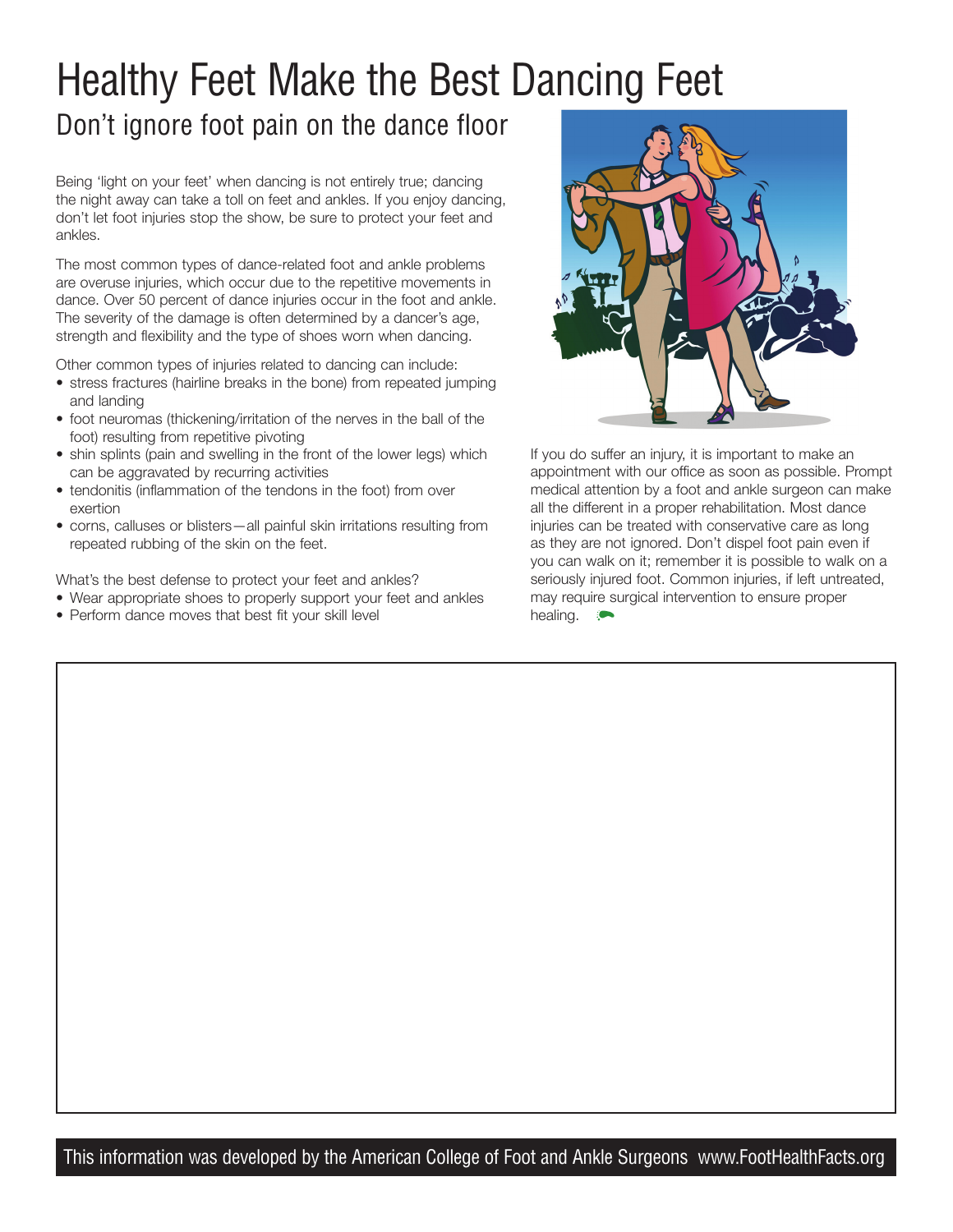# Healthy Feet Make the Best Dancing Feet

## Don't ignore foot pain on the dance floor

Being 'light on your feet' when dancing is not entirely true; dancing the night away can take a toll on feet and ankles. If you enjoy dancing, don't let foot injuries stop the show, be sure to protect your feet and ankles.

The most common types of dance-related foot and ankle problems are overuse injuries, which occur due to the repetitive movements in dance. Over 50 percent of dance injuries occur in the foot and ankle. The severity of the damage is often determined by a dancer's age, strength and flexibility and the type of shoes worn when dancing.

Other common types of injuries related to dancing can include:

- stress fractures (hairline breaks in the bone) from repeated jumping and landing
- foot neuromas (thickening/irritation of the nerves in the ball of the foot) resulting from repetitive pivoting
- shin splints (pain and swelling in the front of the lower legs) which can be aggravated by recurring activities
- tendonitis (inflammation of the tendons in the foot) from over exertion
- corns, calluses or blisters—all painful skin irritations resulting from repeated rubbing of the skin on the feet.

What's the best defense to protect your feet and ankles?

- Wear appropriate shoes to properly support your feet and ankles
- Perform dance moves that best fit your skill level

If you do suffer an injury, it is important to make an appointment with our office as soon as possible. Prompt medical attention by a foot and ankle surgeon can make all the different in a proper rehabilitation. Most dance injuries can be treated with conservative care as long as they are not ignored. Don't dispel foot pain even if you can walk on it; remember it is possible to walk on a seriously injured foot. Common injuries, if left untreated, may require surgical intervention to ensure proper healing.

This information was developed by the American College of Foot and Ankle Surgeons www.FootHealthFacts.org